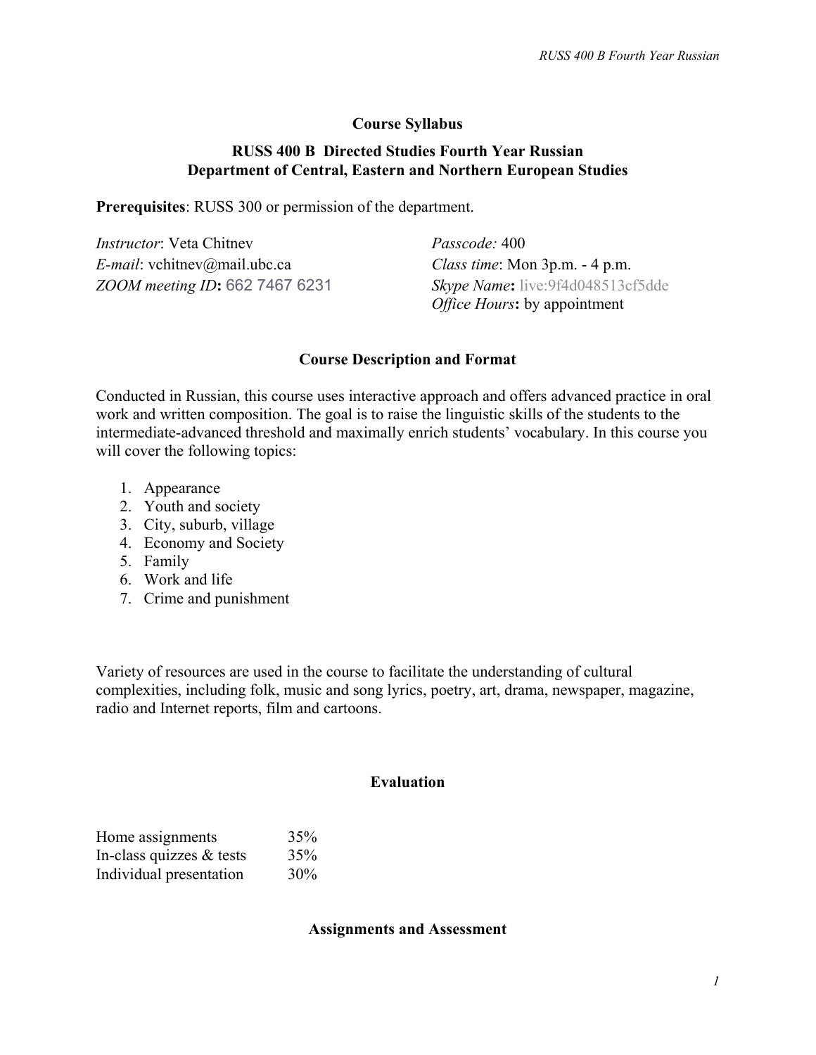# Course Syllabus

## RUSS 400 B Directed Studies Fourth Year Russian
## Department of Central, Eastern and Northern European Studies

**Prerequisites**: RUSS 300 or permission of the department.

*Instructor*: Veta Chitnev
*E-mail*: vchitnev@mail.ubc.ca
*ZOOM meeting ID***:** 662 7467 6231

*Passcode:* 400
*Class time*: Mon 3p.m. - 4 p.m.
*Skype Name***:** live:9f4d048513cf5dde
*Office Hours***:** by appointment

### Course Description and Format

Conducted in Russian, this course uses interactive approach and offers advanced practice in oral work and written composition. The goal is to raise the linguistic skills of the students to the intermediate-advanced threshold and maximally enrich students' vocabulary. In this course you will cover the following topics:

1. Appearance
2. Youth and society
3. City, suburb, village
4. Economy and Society
5. Family
6. Work and life
7. Crime and punishment

Variety of resources are used in the course to facilitate the understanding of cultural complexities, including folk, music and song lyrics, poetry, art, drama, newspaper, magazine, radio and Internet reports, film and cartoons.

### Evaluation

| | |
|---|---|
| Home assignments | 35% |
| In-class quizzes & tests | 35% |
| Individual presentation | 30% |

### Assignments and Assessment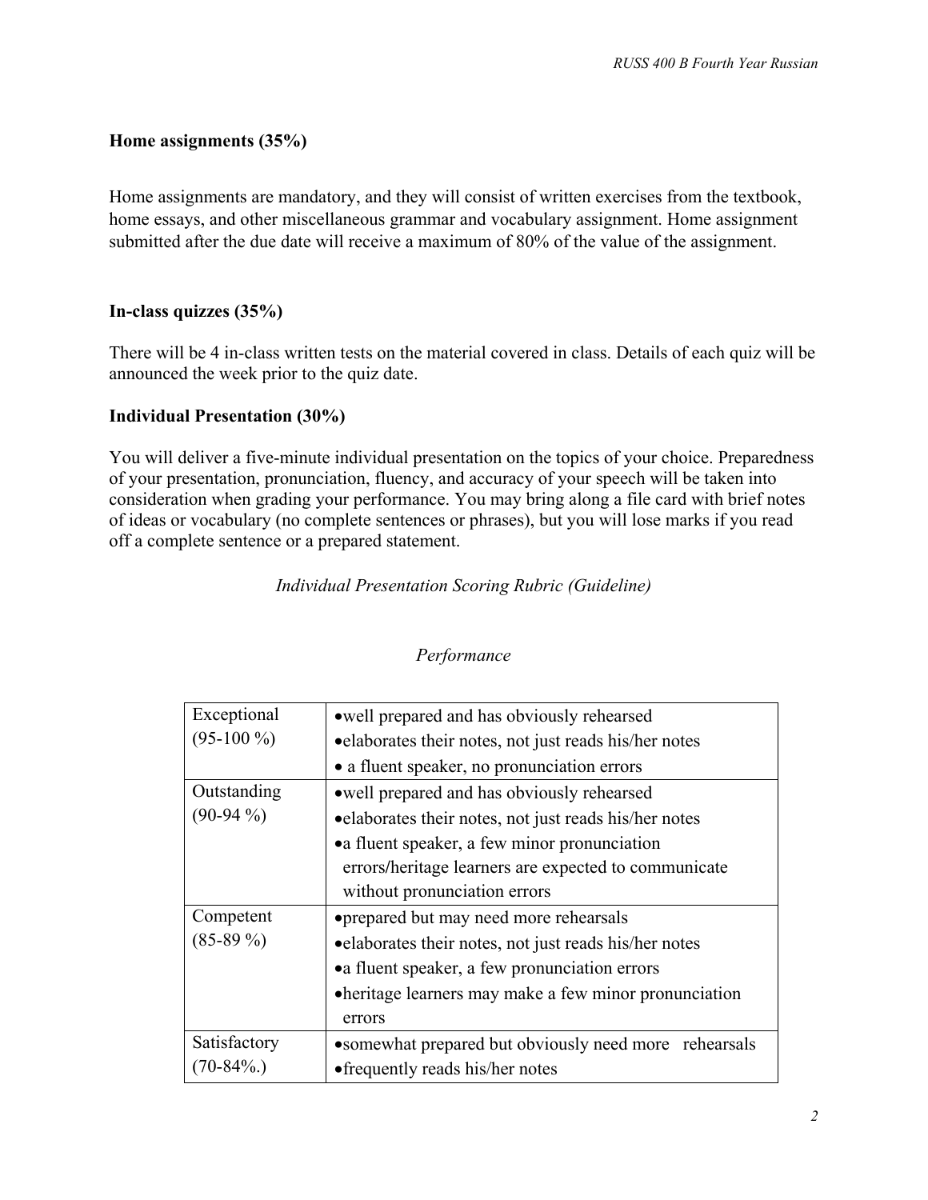**Home assignments (35%)**

Home assignments are mandatory, and they will consist of written exercises from the textbook, home essays, and other miscellaneous grammar and vocabulary assignment. Home assignment submitted after the due date will receive a maximum of 80% of the value of the assignment.

**In-class quizzes (35%)**

There will be 4 in-class written tests on the material covered in class. Details of each quiz will be announced the week prior to the quiz date.

**Individual Presentation (30%)**

You will deliver a five-minute individual presentation on the topics of your choice. Preparedness of your presentation, pronunciation, fluency, and accuracy of your speech will be taken into consideration when grading your performance. You may bring along a file card with brief notes of ideas or vocabulary (no complete sentences or phrases), but you will lose marks if you read off a complete sentence or a prepared statement.

*Individual Presentation Scoring Rubric (Guideline)*

*Performance*

| | |
|---|---|
| Exceptional (95-100 %) | • well prepared and has obviously rehearsed<br>• elaborates their notes, not just reads his/her notes<br>• a fluent speaker, no pronunciation errors |
| Outstanding (90-94 %) | • well prepared and has obviously rehearsed<br>• elaborates their notes, not just reads his/her notes<br>• a fluent speaker, a few minor pronunciation errors/heritage learners are expected to communicate without pronunciation errors |
| Competent (85-89 %) | • prepared but may need more rehearsals<br>• elaborates their notes, not just reads his/her notes<br>• a fluent speaker, a few pronunciation errors<br>• heritage learners may make a few minor pronunciation errors |
| Satisfactory (70-84%.) | • somewhat prepared but obviously need more rehearsals<br>• frequently reads his/her notes |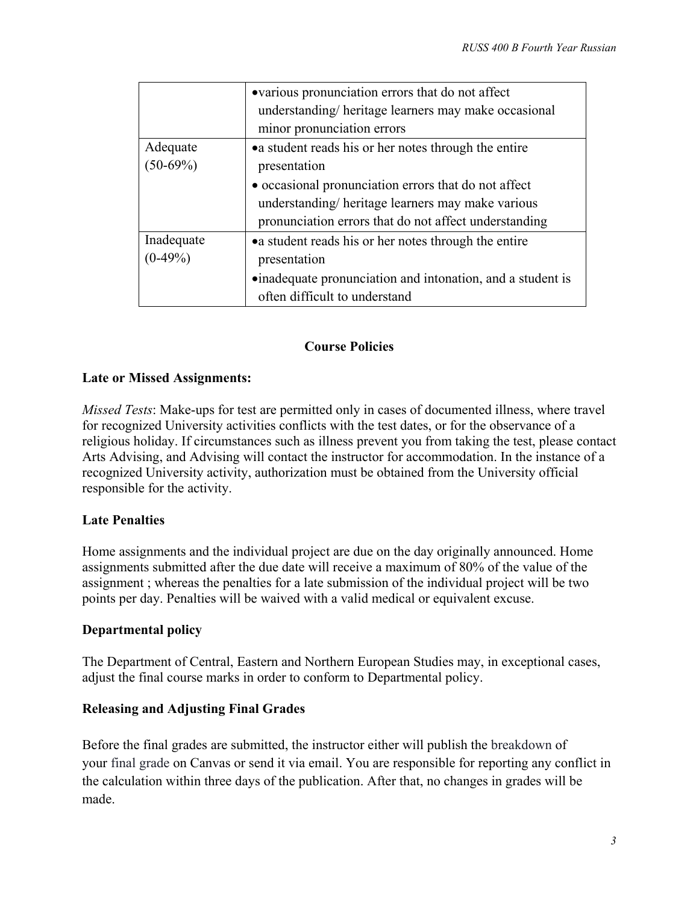| | |
|---|---|
| | • various pronunciation errors that do not affect understanding/ heritage learners may make occasional minor pronunciation errors |
| Adequate (50-69%) | • a student reads his or her notes through the entire presentation<br>• occasional pronunciation errors that do not affect understanding/ heritage learners may make various pronunciation errors that do not affect understanding |
| Inadequate (0-49%) | • a student reads his or her notes through the entire presentation<br>• inadequate pronunciation and intonation, and a student is often difficult to understand |

## Course Policies

### Late or Missed Assignments:

*Missed Tests*: Make-ups for test are permitted only in cases of documented illness, where travel for recognized University activities conflicts with the test dates, or for the observance of a religious holiday. If circumstances such as illness prevent you from taking the test, please contact Arts Advising, and Advising will contact the instructor for accommodation. In the instance of a recognized University activity, authorization must be obtained from the University official responsible for the activity.

### Late Penalties

Home assignments and the individual project are due on the day originally announced. Home assignments submitted after the due date will receive a maximum of 80% of the value of the assignment ; whereas the penalties for a late submission of the individual project will be two points per day. Penalties will be waived with a valid medical or equivalent excuse.

### Departmental policy

The Department of Central, Eastern and Northern European Studies may, in exceptional cases, adjust the final course marks in order to conform to Departmental policy.

### Releasing and Adjusting Final Grades

Before the final grades are submitted, the instructor either will publish the breakdown of your final grade on Canvas or send it via email. You are responsible for reporting any conflict in the calculation within three days of the publication. After that, no changes in grades will be made.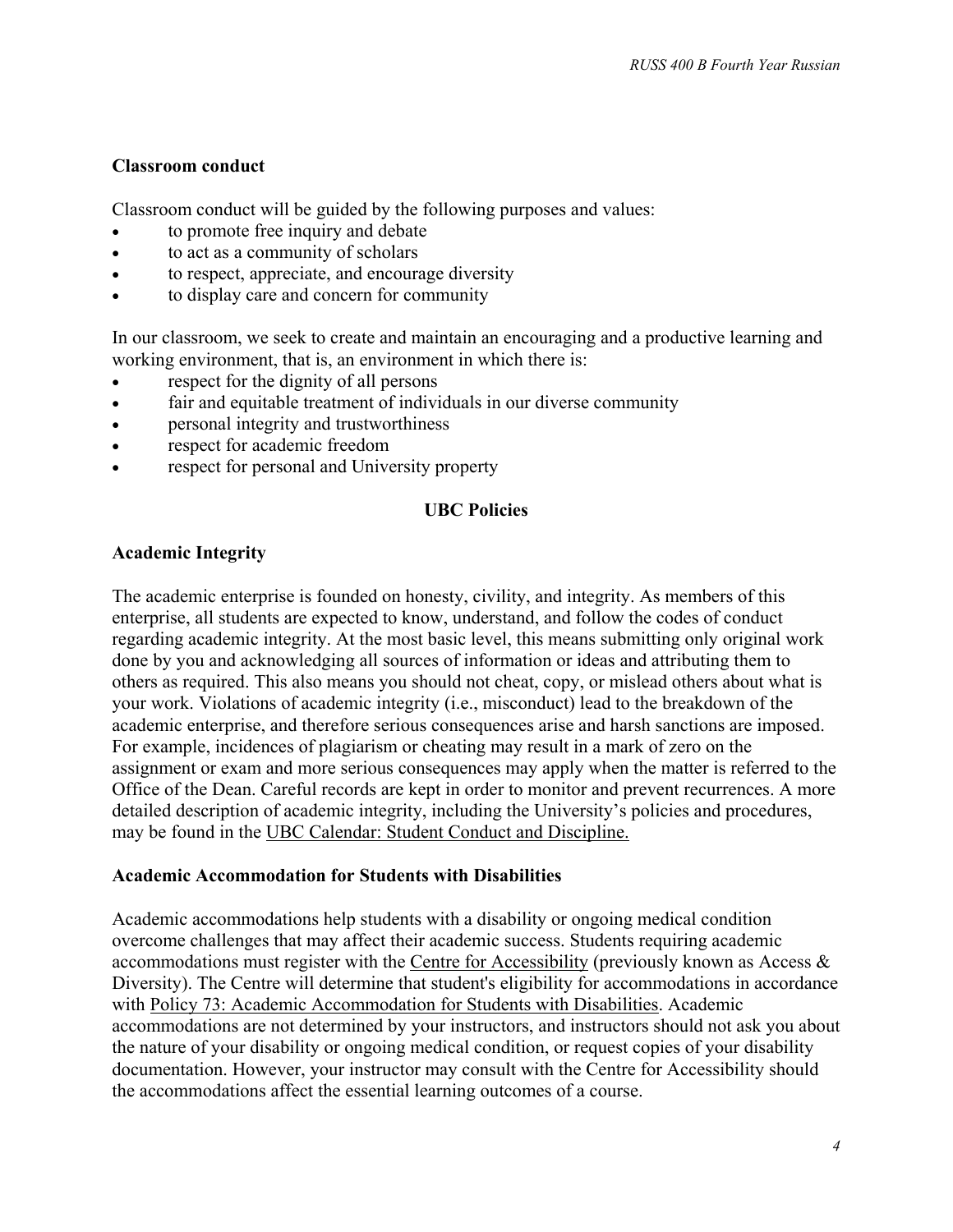### Classroom conduct

Classroom conduct will be guided by the following purposes and values:

- to promote free inquiry and debate
- to act as a community of scholars
- to respect, appreciate, and encourage diversity
- to display care and concern for community

In our classroom, we seek to create and maintain an encouraging and a productive learning and working environment, that is, an environment in which there is:

- respect for the dignity of all persons
- fair and equitable treatment of individuals in our diverse community
- personal integrity and trustworthiness
- respect for academic freedom
- respect for personal and University property

## UBC Policies

### Academic Integrity

The academic enterprise is founded on honesty, civility, and integrity. As members of this enterprise, all students are expected to know, understand, and follow the codes of conduct regarding academic integrity. At the most basic level, this means submitting only original work done by you and acknowledging all sources of information or ideas and attributing them to others as required. This also means you should not cheat, copy, or mislead others about what is your work. Violations of academic integrity (i.e., misconduct) lead to the breakdown of the academic enterprise, and therefore serious consequences arise and harsh sanctions are imposed. For example, incidences of plagiarism or cheating may result in a mark of zero on the assignment or exam and more serious consequences may apply when the matter is referred to the Office of the Dean. Careful records are kept in order to monitor and prevent recurrences. A more detailed description of academic integrity, including the University's policies and procedures, may be found in the UBC Calendar: Student Conduct and Discipline.

### Academic Accommodation for Students with Disabilities

Academic accommodations help students with a disability or ongoing medical condition overcome challenges that may affect their academic success. Students requiring academic accommodations must register with the Centre for Accessibility (previously known as Access & Diversity). The Centre will determine that student's eligibility for accommodations in accordance with Policy 73: Academic Accommodation for Students with Disabilities. Academic accommodations are not determined by your instructors, and instructors should not ask you about the nature of your disability or ongoing medical condition, or request copies of your disability documentation. However, your instructor may consult with the Centre for Accessibility should the accommodations affect the essential learning outcomes of a course.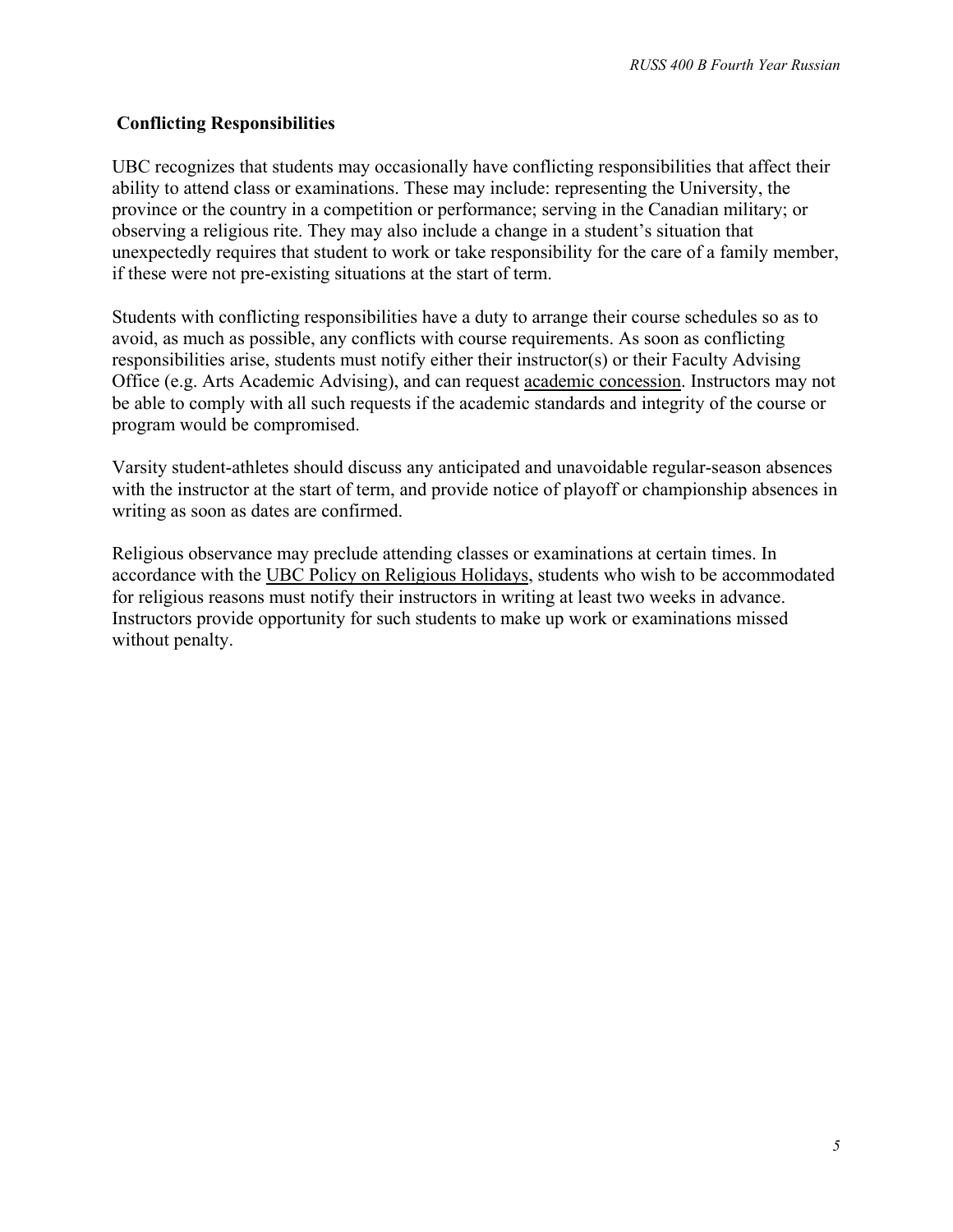**Conflicting Responsibilities**

UBC recognizes that students may occasionally have conflicting responsibilities that affect their ability to attend class or examinations. These may include: representing the University, the province or the country in a competition or performance; serving in the Canadian military; or observing a religious rite. They may also include a change in a student's situation that unexpectedly requires that student to work or take responsibility for the care of a family member, if these were not pre-existing situations at the start of term.

Students with conflicting responsibilities have a duty to arrange their course schedules so as to avoid, as much as possible, any conflicts with course requirements. As soon as conflicting responsibilities arise, students must notify either their instructor(s) or their Faculty Advising Office (e.g. Arts Academic Advising), and can request academic concession. Instructors may not be able to comply with all such requests if the academic standards and integrity of the course or program would be compromised.

Varsity student-athletes should discuss any anticipated and unavoidable regular-season absences with the instructor at the start of term, and provide notice of playoff or championship absences in writing as soon as dates are confirmed.

Religious observance may preclude attending classes or examinations at certain times. In accordance with the UBC Policy on Religious Holidays, students who wish to be accommodated for religious reasons must notify their instructors in writing at least two weeks in advance. Instructors provide opportunity for such students to make up work or examinations missed without penalty.